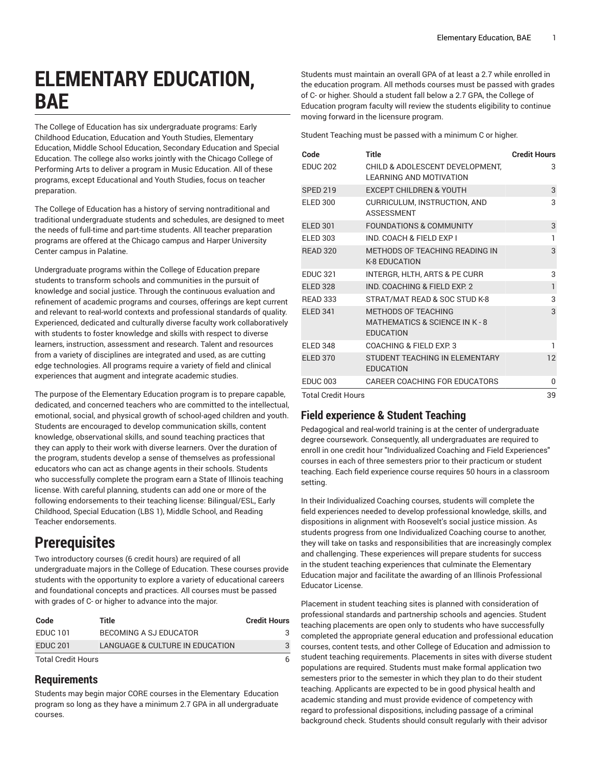# ELEMENTARY EDUCATION, BAE

The College of Education has six undergraduate programs: Early Childhood Education, Education and Youth Studies, Elementary Education, Middle School Education, Secondary Education and Special Education. The college also works jointly with the Chicago College of Performing Arts to deliver a program in Music Education. All of these programs, except Educational and Youth Studies, focus on teacher preparation.

The College of Education has a history of serving nontraditional and traditional undergraduate students and schedules, are designed to meet the needs of full-time and part-time students. All teacher preparation programs are offered at the Chicago campus and Harper University Center campus in Palatine.

Undergraduate programs within the College of Education prepare students to transform schools and communities in the pursuit of knowledge and social justice. Through the continuous evaluation and refinement of academic programs and courses, offerings are kept current and relevant to real-world contexts and professional standards of quality. Experienced, dedicated and culturally diverse faculty work collaboratively with students to foster knowledge and skills with respect to diverse learners, instruction, assessment and research. Talent and resources from a variety of disciplines are integrated and used, as are cutting edge technologies. All programs require a variety of field and clinical experiences that augment and integrate academic studies.

The purpose of the Elementary Education program is to prepare capable, dedicated, and concerned teachers who are committed to the intellectual, emotional, social, and physical growth of school-aged children and youth. Students are encouraged to develop communication skills, content knowledge, observational skills, and sound teaching practices that they can apply to their work with diverse learners. Over the duration of the program, students develop a sense of themselves as professional educators who can act as change agents in their schools. Students who successfully complete the program earn a State of Illinois teaching license. With careful planning, students can add one or more of the following endorsements to their teaching license: Bilingual/ESL, Early Childhood, Special Education (LBS 1), Middle School, and Reading Teacher endorsements.

## Prerequisites

Two introductory courses (6 credit hours) are required of all undergraduate majors in the College of Education. These courses provide students with the opportunity to explore a variety of educational careers and foundational concepts and practices. All courses must be passed with grades of C- or higher to advance into the major.

| Code | Title | Credit Hours |
|---|---|---|
| EDUC 101 | BECOMING A SJ EDUCATOR | 3 |
| EDUC 201 | LANGUAGE & CULTURE IN EDUCATION | 3 |
| Total Credit Hours | | 6 |

## Requirements

Students may begin major CORE courses in the Elementary Education program so long as they have a minimum 2.7 GPA in all undergraduate courses.

Students must maintain an overall GPA of at least a 2.7 while enrolled in the education program. All methods courses must be passed with grades of C- or higher. Should a student fall below a 2.7 GPA, the College of Education program faculty will review the students eligibility to continue moving forward in the licensure program.

Student Teaching must be passed with a minimum C or higher.

| Code | Title | Credit Hours |
|---|---|---|
| EDUC 202 | CHILD & ADOLESCENT DEVELOPMENT, LEARNING AND MOTIVATION | 3 |
| SPED 219 | EXCEPT CHILDREN & YOUTH | 3 |
| ELED 300 | CURRICULUM, INSTRUCTION, AND ASSESSMENT | 3 |
| ELED 301 | FOUNDATIONS & COMMUNITY | 3 |
| ELED 303 | IND. COACH & FIELD EXP I | 1 |
| READ 320 | METHODS OF TEACHING READING IN K-8 EDUCATION | 3 |
| EDUC 321 | INTERGR, HLTH, ARTS & PE CURR | 3 |
| ELED 328 | IND. COACHING & FIELD EXP. 2 | 1 |
| READ 333 | STRAT/MAT READ & SOC STUD K-8 | 3 |
| ELED 341 | METHODS OF TEACHING MATHEMATICS & SCIENCE IN K - 8 EDUCATION | 3 |
| ELED 348 | COACHING & FIELD EXP. 3 | 1 |
| ELED 370 | STUDENT TEACHING IN ELEMENTARY EDUCATION | 12 |
| EDUC 003 | CAREER COACHING FOR EDUCATORS | 0 |
| Total Credit Hours | | 39 |

## Field experience & Student Teaching

Pedagogical and real-world training is at the center of undergraduate degree coursework. Consequently, all undergraduates are required to enroll in one credit hour "Individualized Coaching and Field Experiences" courses in each of three semesters prior to their practicum or student teaching. Each field experience course requires 50 hours in a classroom setting.

In their Individualized Coaching courses, students will complete the field experiences needed to develop professional knowledge, skills, and dispositions in alignment with Roosevelt's social justice mission. As students progress from one Individualized Coaching course to another, they will take on tasks and responsibilities that are increasingly complex and challenging. These experiences will prepare students for success in the student teaching experiences that culminate the Elementary Education major and facilitate the awarding of an Illinois Professional Educator License.

Placement in student teaching sites is planned with consideration of professional standards and partnership schools and agencies. Student teaching placements are open only to students who have successfully completed the appropriate general education and professional education courses, content tests, and other College of Education and admission to student teaching requirements. Placements in sites with diverse student populations are required. Students must make formal application two semesters prior to the semester in which they plan to do their student teaching. Applicants are expected to be in good physical health and academic standing and must provide evidence of competency with regard to professional dispositions, including passage of a criminal background check. Students should consult regularly with their advisor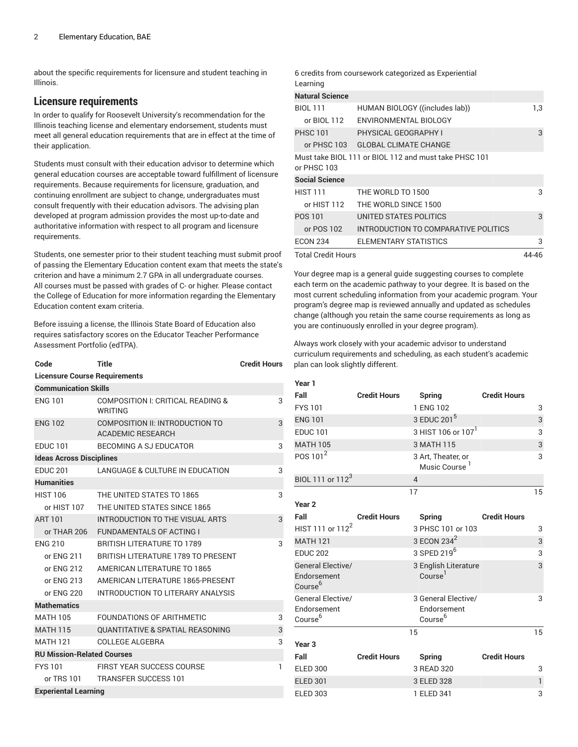about the specific requirements for licensure and student teaching in Illinois.

## Licensure requirements

In order to qualify for Roosevelt University's recommendation for the Illinois teaching license and elementary endorsement, students must meet all general education requirements that are in effect at the time of their application.

Students must consult with their education advisor to determine which general education courses are acceptable toward fulfillment of licensure requirements. Because requirements for licensure, graduation, and continuing enrollment are subject to change, undergraduates must consult frequently with their education advisors. The advising plan developed at program admission provides the most up-to-date and authoritative information with respect to all program and licensure requirements.

Students, one semester prior to their student teaching must submit proof of passing the Elementary Education content exam that meets the state's criterion and have a minimum 2.7 GPA in all undergraduate courses. All courses must be passed with grades of C- or higher. Please contact the College of Education for more information regarding the Elementary Education content exam criteria.

Before issuing a license, the Illinois State Board of Education also requires satisfactory scores on the Educator Teacher Performance Assessment Portfolio (edTPA).

| Code | Title | Credit Hours |
|---|---|---|
| **Licensure Course Requirements** | | |
| **Communication Skills** | | |
| ENG 101 | COMPOSITION I: CRITICAL READING & WRITING | 3 |
| ENG 102 | COMPOSITION II: INTRODUCTION TO ACADEMIC RESEARCH | 3 |
| EDUC 101 | BECOMING A SJ EDUCATOR | 3 |
| **Ideas Across Disciplines** | | |
| EDUC 201 | LANGUAGE & CULTURE IN EDUCATION | 3 |
| **Humanities** | | |
| HIST 106 | THE UNITED STATES TO 1865 | 3 |
| or HIST 107 | THE UNITED STATES SINCE 1865 | |
| ART 101 | INTRODUCTION TO THE VISUAL ARTS | 3 |
| or THAR 206 | FUNDAMENTALS OF ACTING I | |
| ENG 210 | BRITISH LITERATURE TO 1789 | 3 |
| or ENG 211 | BRITISH LITERATURE 1789 TO PRESENT | |
| or ENG 212 | AMERICAN LITERATURE TO 1865 | |
| or ENG 213 | AMERICAN LITERATURE 1865-PRESENT | |
| or ENG 220 | INTRODUCTION TO LITERARY ANALYSIS | |
| **Mathematics** | | |
| MATH 105 | FOUNDATIONS OF ARITHMETIC | 3 |
| MATH 115 | QUANTITATIVE & SPATIAL REASONING | 3 |
| MATH 121 | COLLEGE ALGEBRA | 3 |
| **RU Mission-Related Courses** | | |
| FYS 101 | FIRST YEAR SUCCESS COURSE | 1 |
| or TRS 101 | TRANSFER SUCCESS 101 | |
| **Experiental Learning** | | |
| 6 credits from coursework categorized as Experiential Learning | | |
| **Natural Science** | | |
| BIOL 111 | HUMAN BIOLOGY ((includes lab)) | 1,3 |
| or BIOL 112 | ENVIRONMENTAL BIOLOGY | |
| PHSC 101 | PHYSICAL GEOGRAPHY I | 3 |
| or PHSC 103 | GLOBAL CLIMATE CHANGE | |
| Must take BIOL 111 or BIOL 112 and must take PHSC 101 or PHSC 103 | | |
| **Social Science** | | |
| HIST 111 | THE WORLD TO 1500 | 3 |
| or HIST 112 | THE WORLD SINCE 1500 | |
| POS 101 | UNITED STATES POLITICS | 3 |
| or POS 102 | INTRODUCTION TO COMPARATIVE POLITICS | |
| ECON 234 | ELEMENTARY STATISTICS | 3 |
| Total Credit Hours | | 44-46 |

Your degree map is a general guide suggesting courses to complete each term on the academic pathway to your degree. It is based on the most current scheduling information from your academic program. Your program's degree map is reviewed annually and updated as schedules change (although you retain the same course requirements as long as you are continuously enrolled in your degree program).

Always work closely with your academic advisor to understand curriculum requirements and scheduling, as each student's academic plan can look slightly different.

| Year 1 | | | |
|---|---|---|---|
| **Fall** | **Credit Hours** | **Spring** | **Credit Hours** |
| FYS 101 | 1 | ENG 102 | 3 |
| ENG 101 | 3 | EDUC 201[5] | 3 |
| EDUC 101 | 3 | HIST 106 or 107[1] | 3 |
| MATH 105 | 3 | MATH 115 | 3 |
| POS 101[2] | 3 | Art, Theater, or Music Course [1] | 3 |
| BIOL 111 or 112[3] | 4 | | |
| | 17 | | 15 |
| **Year 2** | | | |
| **Fall** | **Credit Hours** | **Spring** | **Credit Hours** |
| HIST 111 or 112[2] | 3 | PHSC 101 or 103 | 3 |
| MATH 121 | 3 | ECON 234[2] | 3 |
| EDUC 202 | 3 | SPED 219[6] | 3 |
| General Elective/ Endorsement Course[6] | 3 | English Literature Course[1] | 3 |
| General Elective/ Endorsement Course[6] | 3 | General Elective/ Endorsement Course[6] | 3 |
| | 15 | | 15 |
| **Year 3** | | | |
| **Fall** | **Credit Hours** | **Spring** | **Credit Hours** |
| ELED 300 | 3 | READ 320 | 3 |
| ELED 301 | 3 | ELED 328 | 1 |
| ELED 303 | 1 | ELED 341 | 3 |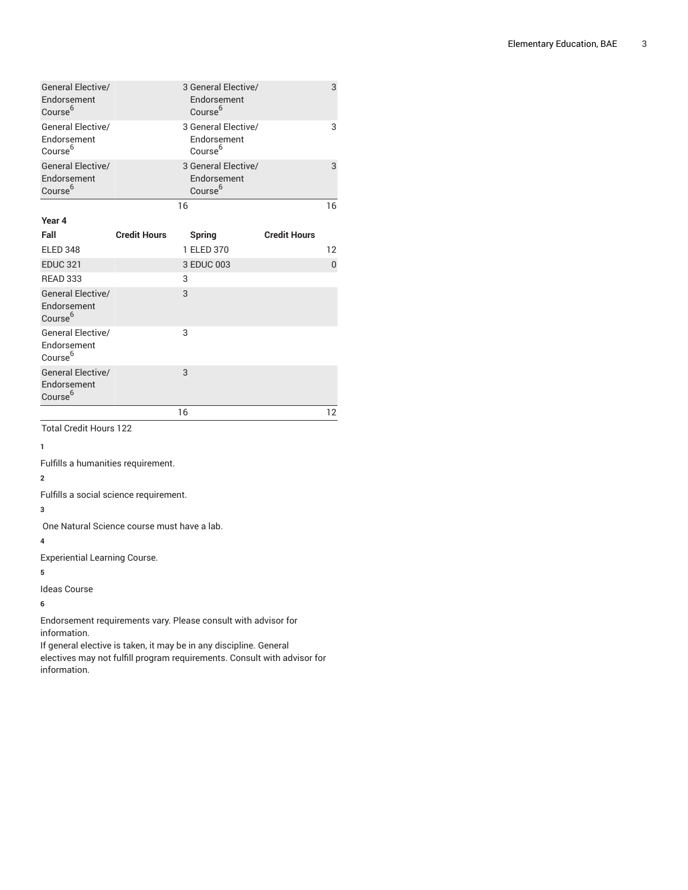| Fall | Credit Hours | Spring | Credit Hours |
|---|---|---|---|
| General Elective/ Endorsement Course[6] | 3 | General Elective/ Endorsement Course[6] | 3 |
| General Elective/ Endorsement Course[6] | 3 | General Elective/ Endorsement Course[6] | 3 |
| General Elective/ Endorsement Course[6] | 3 | General Elective/ Endorsement Course[6] | 3 |
| | 16 | | 16 |

**Year 4**

| Fall | Credit Hours | Spring | Credit Hours |
|---|---|---|---|
| ELED 348 | 1 | ELED 370 | 12 |
| EDUC 321 | 3 | EDUC 003 | 0 |
| READ 333 | 3 | | |
| General Elective/ Endorsement Course[6] | 3 | | |
| General Elective/ Endorsement Course[6] | 3 | | |
| General Elective/ Endorsement Course[6] | 3 | | |
| | 16 | | 12 |

Total Credit Hours 122

**1**

Fulfills a humanities requirement.

**2**

Fulfills a social science requirement.

**3**

One Natural Science course must have a lab.

**4**

Experiential Learning Course.

**5**

Ideas Course

**6**

Endorsement requirements vary. Please consult with advisor for information.
If general elective is taken, it may be in any discipline. General electives may not fulfill program requirements. Consult with advisor for information.